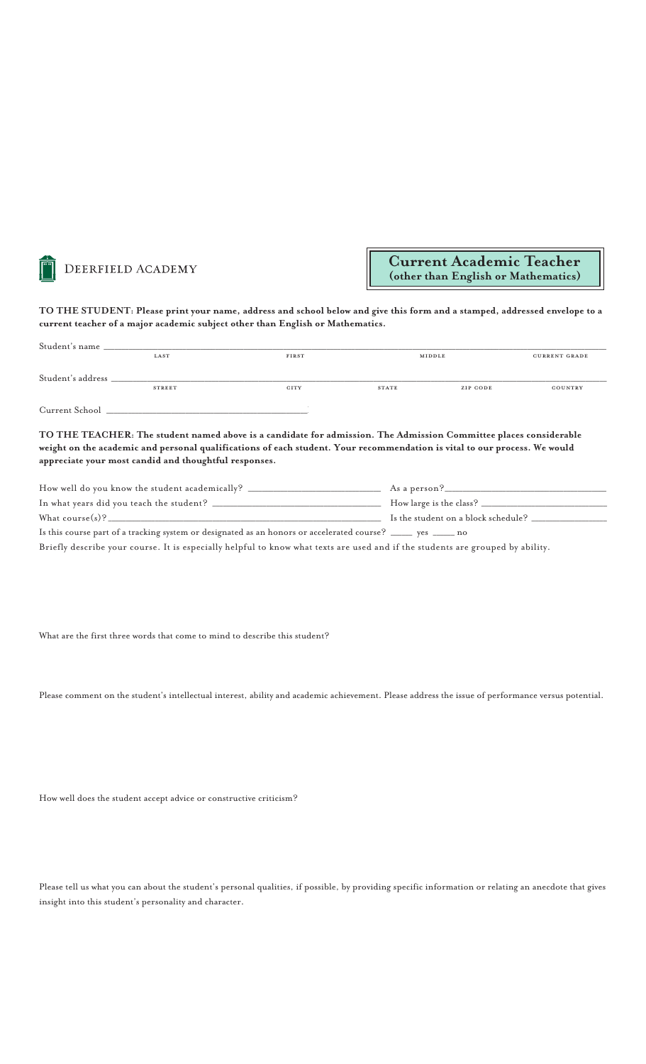DEERFIELD ACADEMY

# Current Academic Teacher
**(other than English or Mathematics)**

**TO THE STUDENT: Please print your name, address and school below and give this form and a stamped, addressed envelope to a current teacher of a major academic subject other than English or Mathematics.**

Student's name ________________________________________________________________________________
LAST FIRST MIDDLE CURRENT GRADE

Student's address ______________________________________________________________________________
STREET CITY STATE ZIP CODE COUNTRY

Current School ______________________________

**TO THE TEACHER: The student named above is a candidate for admission. The Admission Committee places considerable weight on the academic and personal qualifications of each student. Your recommendation is vital to our process. We would appreciate your most candid and thoughtful responses.**

How well do you know the student academically? ____________________ As a person?____________________

In what years did you teach the student? ____________________ How large is the class? ____________________

What course(s)?____________________ Is the student on a block schedule? ____________________

Is this course part of a tracking system or designated as an honors or accelerated course? _____ yes _____ no

Briefly describe your course. It is especially helpful to know what texts are used and if the students are grouped by ability.

What are the first three words that come to mind to describe this student?

Please comment on the student's intellectual interest, ability and academic achievement. Please address the issue of performance versus potential.

How well does the student accept advice or constructive criticism?

Please tell us what you can about the student's personal qualities, if possible, by providing specific information or relating an anecdote that gives insight into this student's personality and character.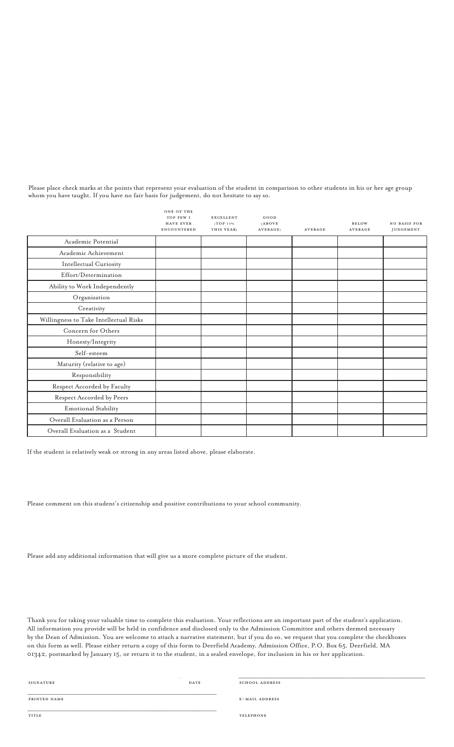Please place check marks at the points that represent your evaluation of the student in comparison to other students in his or her age group whom you have taught. If you have no fair basis for judgement, do not hesitate to say so.

| | ONE OF THE TOP FEW I HAVE EVER ENCOUNTERED | EXCELLENT (TOP 10% THIS YEAR) | GOOD (ABOVE AVERAGE) | AVERAGE | BELOW AVERAGE | NO BASIS FOR JUDGEMENT |
|---|---|---|---|---|---|---|
| Academic Potential | | | | | | |
| Academic Achievement | | | | | | |
| Intellectual Curiosity | | | | | | |
| Effort/Determination | | | | | | |
| Ability to Work Independently | | | | | | |
| Organization | | | | | | |
| Creativity | | | | | | |
| Willingness to Take Intellectual Risks | | | | | | |
| Concern for Others | | | | | | |
| Honesty/Integrity | | | | | | |
| Self-esteem | | | | | | |
| Maturity (relative to age) | | | | | | |
| Responsibility | | | | | | |
| Respect Accorded by Faculty | | | | | | |
| Respect Accorded by Peers | | | | | | |
| Emotional Stability | | | | | | |
| Overall Evaluation as a Person | | | | | | |
| Overall Evaluation as a Student | | | | | | |

If the student is relatively weak or strong in any areas listed above, please elaborate.

Please comment on this student's citizenship and positive contributions to your school community.

Please add any additional information that will give us a more complete picture of the student.

Thank you for taking your valuable time to complete this evaluation. Your reflections are an important part of the student's application. All information you provide will be held in confidence and disclosed only to the Admission Committee and others deemed necessary by the Dean of Admission. You are welcome to attach a narrative statement, but if you do so, we request that you complete the checkboxes on this form as well. Please either return a copy of this form to Deerfield Academy, Admission Office, P.O. Box 65, Deerfield, MA 01342, postmarked by January 15, or return it to the student, in a sealed envelope, for inclusion in his or her application.

SIGNATURE DATE

PRINTED NAME

TITLE

SCHOOL ADDRESS

E-MAIL ADDRESS

TELEPHONE